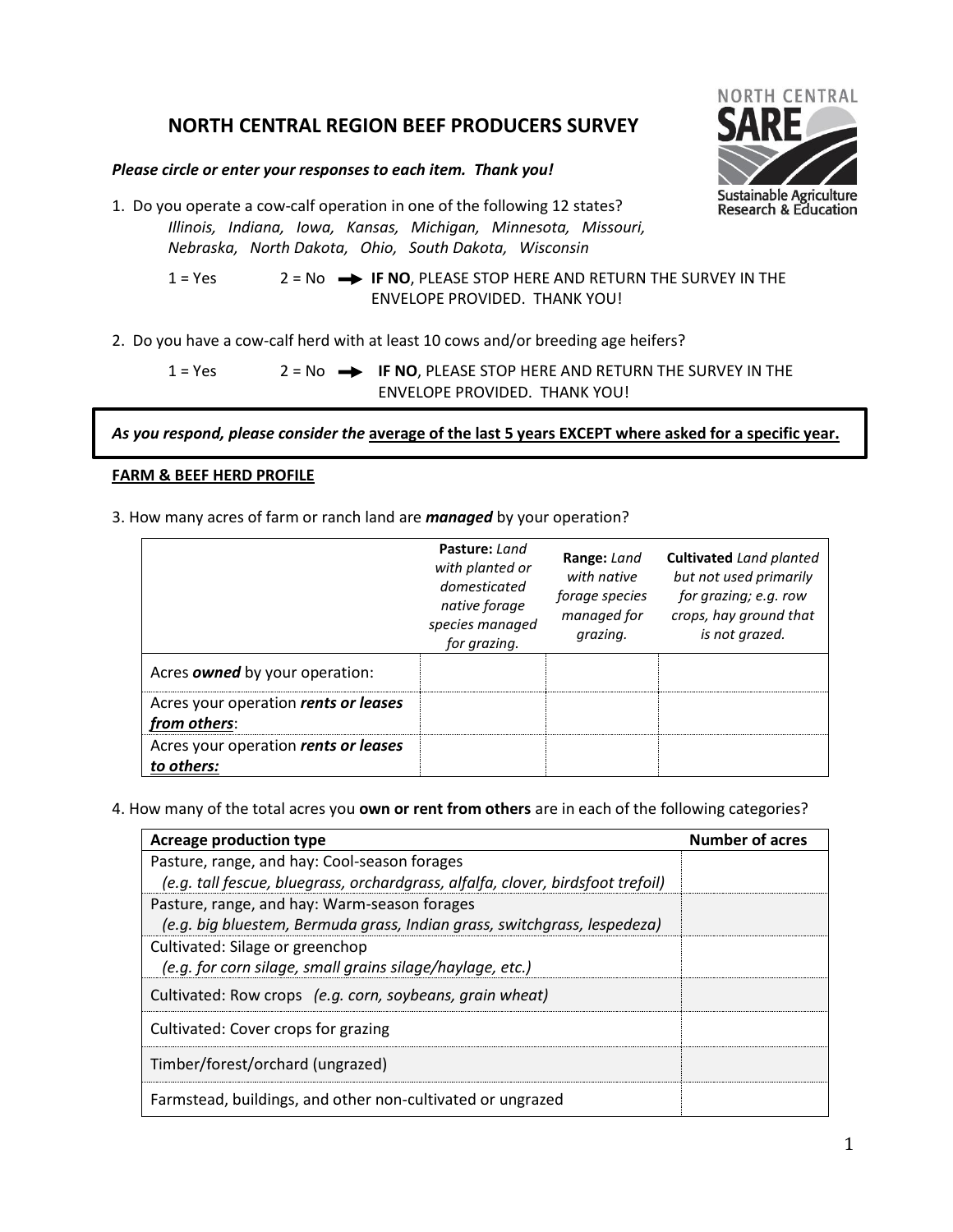# NORTH CENTRAL REGION BEEF PRODUCERS SURVEY

NORTH CENTRAL SARE
Sustainable Agriculture Research & Education

***Please circle or enter your responses to each item. Thank you!***

1. Do you operate a cow-calf operation in one of the following 12 states?
   *Illinois, Indiana, Iowa, Kansas, Michigan, Minnesota, Missouri, Nebraska, North Dakota, Ohio, South Dakota, Wisconsin*

   1 = Yes   2 = No → **IF NO**, PLEASE STOP HERE AND RETURN THE SURVEY IN THE ENVELOPE PROVIDED. THANK YOU!

2. Do you have a cow-calf herd with at least 10 cows and/or breeding age heifers?

   1 = Yes   2 = No → **IF NO**, PLEASE STOP HERE AND RETURN THE SURVEY IN THE ENVELOPE PROVIDED. THANK YOU!

***As you respond, please consider the* <u>average of the last 5 years EXCEPT where asked for a specific year.</u>**

**<u>FARM & BEEF HERD PROFILE</u>**

3. How many acres of farm or ranch land are ***managed*** by your operation?

| | **Pasture:** *Land with planted or domesticated native forage species managed for grazing.* | **Range:** *Land with native forage species managed for grazing.* | **Cultivated** *Land planted but not used primarily for grazing; e.g. row crops, hay ground that is not grazed.* |
|---|---|---|---|
| Acres ***owned*** by your operation: | | | |
| Acres your operation ***rents or leases <u>from others</u>***: | | | |
| Acres your operation ***rents or leases <u>to others:</u>*** | | | |

4. How many of the total acres you **own or rent from others** are in each of the following categories?

| **Acreage production type** | **Number of acres** |
|---|---|
| Pasture, range, and hay: Cool-season forages *(e.g. tall fescue, bluegrass, orchardgrass, alfalfa, clover, birdsfoot trefoil)* | |
| Pasture, range, and hay: Warm-season forages *(e.g. big bluestem, Bermuda grass, Indian grass, switchgrass, lespedeza)* | |
| Cultivated: Silage or greenchop *(e.g. for corn silage, small grains silage/haylage, etc.)* | |
| Cultivated: Row crops *(e.g. corn, soybeans, grain wheat)* | |
| Cultivated: Cover crops for grazing | |
| Timber/forest/orchard (ungrazed) | |
| Farmstead, buildings, and other non-cultivated or ungrazed | |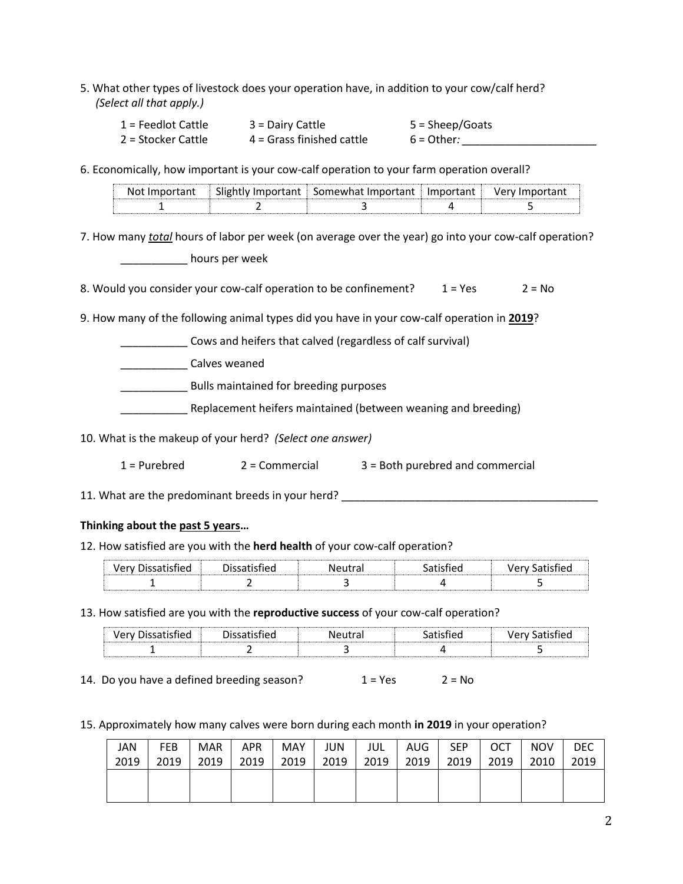5. What other types of livestock does your operation have, in addition to your cow/calf herd? *(Select all that apply.)*

1 = Feedlot Cattle   3 = Dairy Cattle   5 = Sheep/Goats
2 = Stocker Cattle   4 = Grass finished cattle   6 = Other*:* ______________________

6. Economically, how important is your cow-calf operation to your farm operation overall?

| Not Important | Slightly Important | Somewhat Important | Important | Very Important |
|---|---|---|---|---|
| 1 | 2 | 3 | 4 | 5 |

7. How many ***total*** hours of labor per week (on average over the year) go into your cow-calf operation?

___________ hours per week

8. Would you consider your cow-calf operation to be confinement?   1 = Yes   2 = No

9. How many of the following animal types did you have in your cow-calf operation in **2019**?

___________ Cows and heifers that calved (regardless of calf survival)

___________ Calves weaned

___________ Bulls maintained for breeding purposes

___________ Replacement heifers maintained (between weaning and breeding)

10. What is the makeup of your herd? *(Select one answer)*

1 = Purebred   2 = Commercial   3 = Both purebred and commercial

11. What are the predominant breeds in your herd? ___________________________________________

**Thinking about the past 5 years…**

12. How satisfied are you with the **herd health** of your cow-calf operation?

| Very Dissatisfied | Dissatisfied | Neutral | Satisfied | Very Satisfied |
|---|---|---|---|---|
| 1 | 2 | 3 | 4 | 5 |

13. How satisfied are you with the **reproductive success** of your cow-calf operation?

| Very Dissatisfied | Dissatisfied | Neutral | Satisfied | Very Satisfied |
|---|---|---|---|---|
| 1 | 2 | 3 | 4 | 5 |

14. Do you have a defined breeding season?   1 = Yes   2 = No

15. Approximately how many calves were born during each month **in 2019** in your operation?

| JAN 2019 | FEB 2019 | MAR 2019 | APR 2019 | MAY 2019 | JUN 2019 | JUL 2019 | AUG 2019 | SEP 2019 | OCT 2019 | NOV 2010 | DEC 2019 |
|---|---|---|---|---|---|---|---|---|---|---|---|
| | | | | | | | | | | | |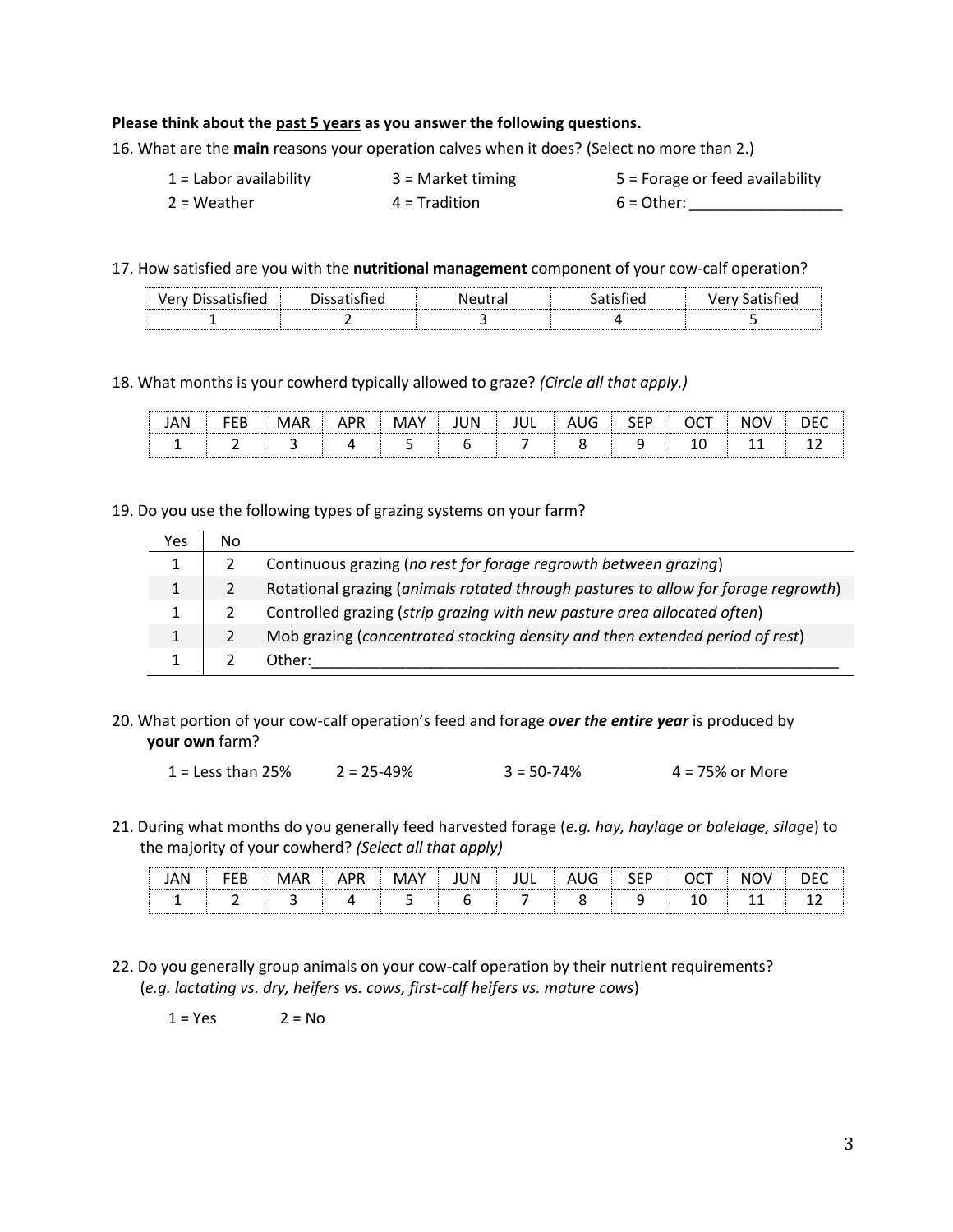**Please think about the <u>past 5 years</u> as you answer the following questions.**

16. What are the **main** reasons your operation calves when it does? (Select no more than 2.)

    1 = Labor availability &nbsp;&nbsp;&nbsp; 3 = Market timing &nbsp;&nbsp;&nbsp; 5 = Forage or feed availability

    2 = Weather &nbsp;&nbsp;&nbsp; 4 = Tradition &nbsp;&nbsp;&nbsp; 6 = Other: __________________

17. How satisfied are you with the **nutritional management** component of your cow-calf operation?

| Very Dissatisfied | Dissatisfied | Neutral | Satisfied | Very Satisfied |
|---|---|---|---|---|
| 1 | 2 | 3 | 4 | 5 |

18. What months is your cowherd typically allowed to graze? *(Circle all that apply.)*

| JAN | FEB | MAR | APR | MAY | JUN | JUL | AUG | SEP | OCT | NOV | DEC |
|---|---|---|---|---|---|---|---|---|---|---|---|
| 1 | 2 | 3 | 4 | 5 | 6 | 7 | 8 | 9 | 10 | 11 | 12 |

19. Do you use the following types of grazing systems on your farm?

| Yes | No | |
|---|---|---|
| 1 | 2 | Continuous grazing (*no rest for forage regrowth between grazing*) |
| 1 | 2 | Rotational grazing (*animals rotated through pastures to allow for forage regrowth*) |
| 1 | 2 | Controlled grazing (*strip grazing with new pasture area allocated often*) |
| 1 | 2 | Mob grazing (*concentrated stocking density and then extended period of rest*) |
| 1 | 2 | Other:_______________________________________________ |

20. What portion of your cow-calf operation's feed and forage ***over the entire year*** is produced by **your own** farm?

    1 = Less than 25% &nbsp;&nbsp;&nbsp; 2 = 25-49% &nbsp;&nbsp;&nbsp; 3 = 50-74% &nbsp;&nbsp;&nbsp; 4 = 75% or More

21. During what months do you generally feed harvested forage (*e.g. hay, haylage or balelage, silage*) to the majority of your cowherd? *(Select all that apply)*

| JAN | FEB | MAR | APR | MAY | JUN | JUL | AUG | SEP | OCT | NOV | DEC |
|---|---|---|---|---|---|---|---|---|---|---|---|
| 1 | 2 | 3 | 4 | 5 | 6 | 7 | 8 | 9 | 10 | 11 | 12 |

22. Do you generally group animals on your cow-calf operation by their nutrient requirements? (*e.g. lactating vs. dry, heifers vs. cows, first-calf heifers vs. mature cows*)

    1 = Yes &nbsp;&nbsp;&nbsp; 2 = No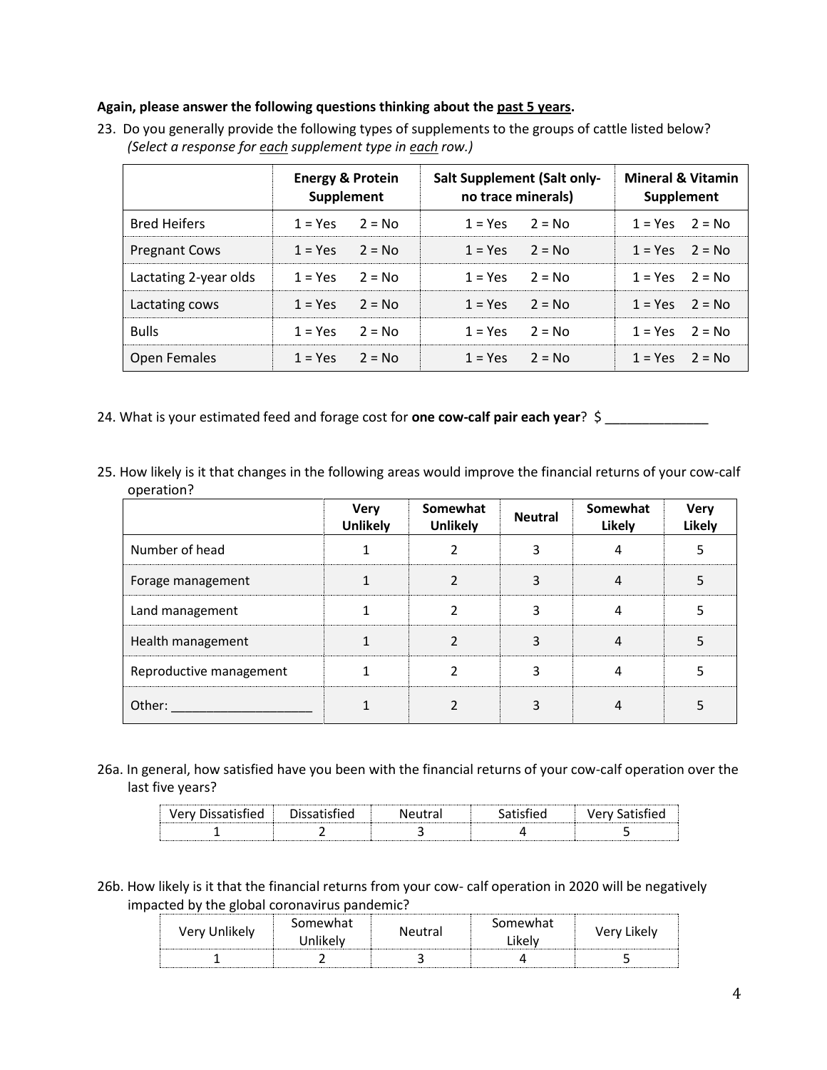**Again, please answer the following questions thinking about the past 5 years.**

23. Do you generally provide the following types of supplements to the groups of cattle listed below? *(Select a response for each supplement type in each row.)*

| | Energy & Protein Supplement | Salt Supplement (Salt only-no trace minerals) | Mineral & Vitamin Supplement |
|---|---|---|---|
| Bred Heifers | 1 = Yes 2 = No | 1 = Yes 2 = No | 1 = Yes 2 = No |
| Pregnant Cows | 1 = Yes 2 = No | 1 = Yes 2 = No | 1 = Yes 2 = No |
| Lactating 2-year olds | 1 = Yes 2 = No | 1 = Yes 2 = No | 1 = Yes 2 = No |
| Lactating cows | 1 = Yes 2 = No | 1 = Yes 2 = No | 1 = Yes 2 = No |
| Bulls | 1 = Yes 2 = No | 1 = Yes 2 = No | 1 = Yes 2 = No |
| Open Females | 1 = Yes 2 = No | 1 = Yes 2 = No | 1 = Yes 2 = No |

24. What is your estimated feed and forage cost for **one cow-calf pair each year**? $ ______________

25. How likely is it that changes in the following areas would improve the financial returns of your cow-calf operation?

| | Very Unlikely | Somewhat Unlikely | Neutral | Somewhat Likely | Very Likely |
|---|---|---|---|---|---|
| Number of head | 1 | 2 | 3 | 4 | 5 |
| Forage management | 1 | 2 | 3 | 4 | 5 |
| Land management | 1 | 2 | 3 | 4 | 5 |
| Health management | 1 | 2 | 3 | 4 | 5 |
| Reproductive management | 1 | 2 | 3 | 4 | 5 |
| Other: ____________________ | 1 | 2 | 3 | 4 | 5 |

26a. In general, how satisfied have you been with the financial returns of your cow-calf operation over the last five years?

| Very Dissatisfied | Dissatisfied | Neutral | Satisfied | Very Satisfied |
|---|---|---|---|---|
| 1 | 2 | 3 | 4 | 5 |

26b. How likely is it that the financial returns from your cow- calf operation in 2020 will be negatively impacted by the global coronavirus pandemic?

| Very Unlikely | Somewhat Unlikely | Neutral | Somewhat Likely | Very Likely |
|---|---|---|---|---|
| 1 | 2 | 3 | 4 | 5 |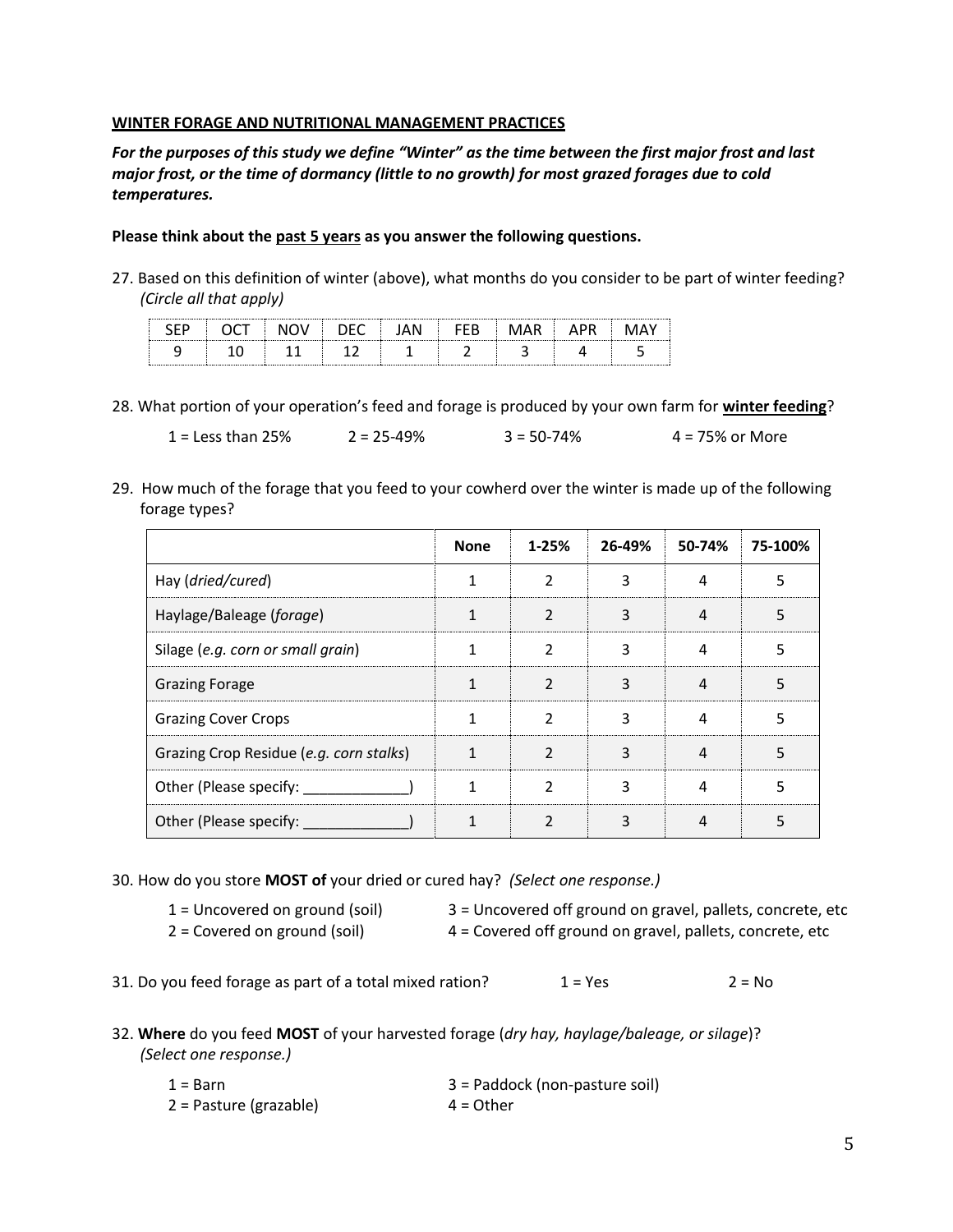**WINTER FORAGE AND NUTRITIONAL MANAGEMENT PRACTICES**

***For the purposes of this study we define "Winter" as the time between the first major frost and last major frost, or the time of dormancy (little to no growth) for most grazed forages due to cold temperatures.***

**Please think about the past 5 years as you answer the following questions.**

27. Based on this definition of winter (above), what months do you consider to be part of winter feeding? *(Circle all that apply)*

| SEP | OCT | NOV | DEC | JAN | FEB | MAR | APR | MAY |
|---|---|---|---|---|---|---|---|---|
| 9 | 10 | 11 | 12 | 1 | 2 | 3 | 4 | 5 |

28. What portion of your operation's feed and forage is produced by your own farm for **winter feeding**?

1 = Less than 25% 2 = 25-49% 3 = 50-74% 4 = 75% or More

29. How much of the forage that you feed to your cowherd over the winter is made up of the following forage types?

| | None | 1-25% | 26-49% | 50-74% | 75-100% |
|---|---|---|---|---|---|
| Hay (*dried/cured*) | 1 | 2 | 3 | 4 | 5 |
| Haylage/Baleage (*forage*) | 1 | 2 | 3 | 4 | 5 |
| Silage (*e.g. corn or small grain*) | 1 | 2 | 3 | 4 | 5 |
| Grazing Forage | 1 | 2 | 3 | 4 | 5 |
| Grazing Cover Crops | 1 | 2 | 3 | 4 | 5 |
| Grazing Crop Residue (*e.g. corn stalks*) | 1 | 2 | 3 | 4 | 5 |
| Other (Please specify: _____________) | 1 | 2 | 3 | 4 | 5 |
| Other (Please specify: _____________) | 1 | 2 | 3 | 4 | 5 |

30. How do you store **MOST of** your dried or cured hay? *(Select one response.)*

1 = Uncovered on ground (soil)
2 = Covered on ground (soil)
3 = Uncovered off ground on gravel, pallets, concrete, etc
4 = Covered off ground on gravel, pallets, concrete, etc

31. Do you feed forage as part of a total mixed ration? 1 = Yes 2 = No

32. **Where** do you feed **MOST** of your harvested forage (*dry hay, haylage/baleage, or silage*)? *(Select one response.)*

1 = Barn
2 = Pasture (grazable)
3 = Paddock (non-pasture soil)
4 = Other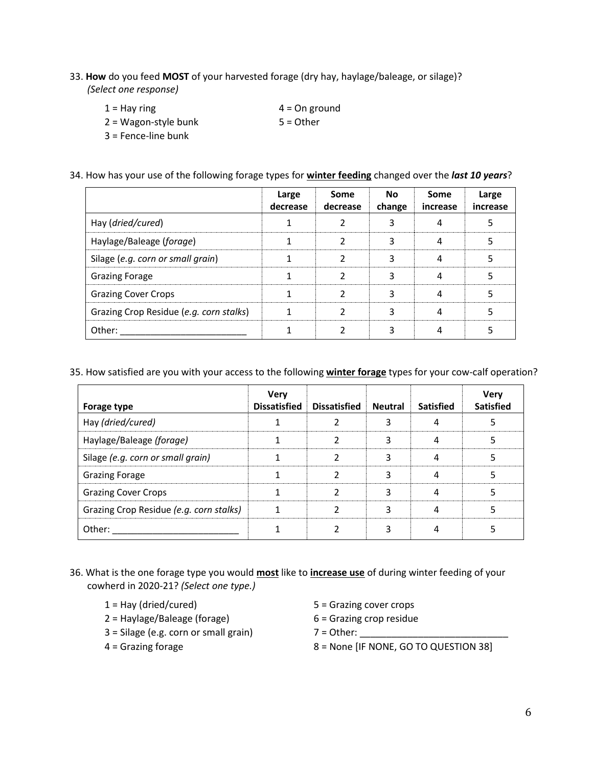33. **How** do you feed **MOST** of your harvested forage (dry hay, haylage/baleage, or silage)? *(Select one response)*

    1 = Hay ring
    2 = Wagon-style bunk
    3 = Fence-line bunk
    4 = On ground
    5 = Other

34. How has your use of the following forage types for **winter feeding** changed over the ***last 10 years***?

| | Large decrease | Some decrease | No change | Some increase | Large increase |
|---|---|---|---|---|---|
| Hay (*dried/cured*) | 1 | 2 | 3 | 4 | 5 |
| Haylage/Baleage (*forage*) | 1 | 2 | 3 | 4 | 5 |
| Silage (*e.g. corn or small grain*) | 1 | 2 | 3 | 4 | 5 |
| Grazing Forage | 1 | 2 | 3 | 4 | 5 |
| Grazing Cover Crops | 1 | 2 | 3 | 4 | 5 |
| Grazing Crop Residue (*e.g. corn stalks*) | 1 | 2 | 3 | 4 | 5 |
| Other: ________________________ | 1 | 2 | 3 | 4 | 5 |

35. How satisfied are you with your access to the following **winter forage** types for your cow-calf operation?

| Forage type | Very Dissatisfied | Dissatisfied | Neutral | Satisfied | Very Satisfied |
|---|---|---|---|---|---|
| Hay *(dried/cured)* | 1 | 2 | 3 | 4 | 5 |
| Haylage/Baleage *(forage)* | 1 | 2 | 3 | 4 | 5 |
| Silage *(e.g. corn or small grain)* | 1 | 2 | 3 | 4 | 5 |
| Grazing Forage | 1 | 2 | 3 | 4 | 5 |
| Grazing Cover Crops | 1 | 2 | 3 | 4 | 5 |
| Grazing Crop Residue *(e.g. corn stalks)* | 1 | 2 | 3 | 4 | 5 |
| Other: ________________________ | 1 | 2 | 3 | 4 | 5 |

36. What is the one forage type you would **most** like to **increase use** of during winter feeding of your cowherd in 2020-21? *(Select one type.)*

    1 = Hay (dried/cured)
    2 = Haylage/Baleage (forage)
    3 = Silage (e.g. corn or small grain)
    4 = Grazing forage
    5 = Grazing cover crops
    6 = Grazing crop residue
    7 = Other: ____________________________
    8 = None [IF NONE, GO TO QUESTION 38]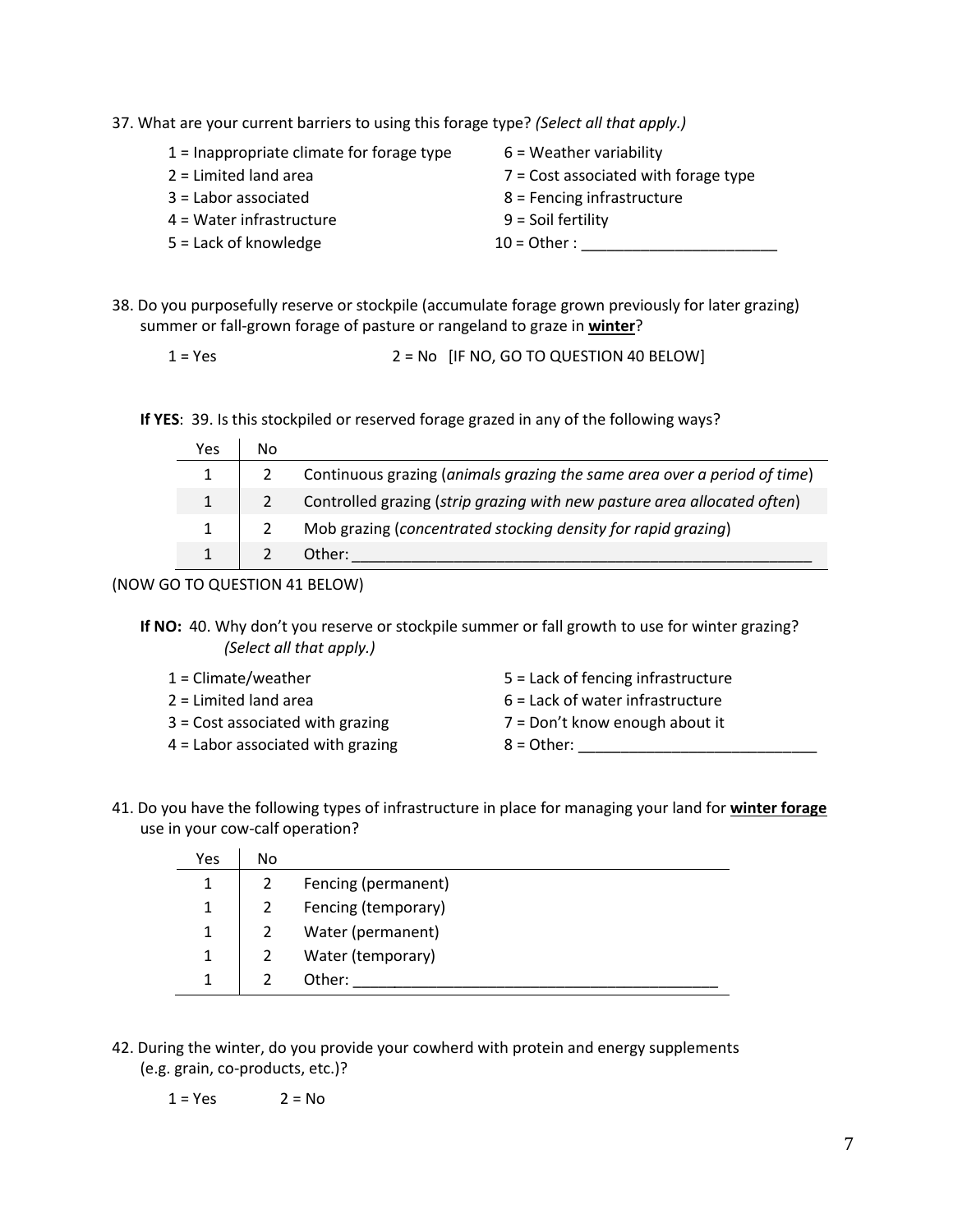37. What are your current barriers to using this forage type? *(Select all that apply.)*

1 = Inappropriate climate for forage type
2 = Limited land area
3 = Labor associated
4 = Water infrastructure
5 = Lack of knowledge
6 = Weather variability
7 = Cost associated with forage type
8 = Fencing infrastructure
9 = Soil fertility
10 = Other : ______________________

38. Do you purposefully reserve or stockpile (accumulate forage grown previously for later grazing) summer or fall-grown forage of pasture or rangeland to graze in **winter**?

1 = Yes 2 = No [IF NO, GO TO QUESTION 40 BELOW]

**If YES**: 39. Is this stockpiled or reserved forage grazed in any of the following ways?

| Yes | No | |
|---|---|---|
| 1 | 2 | Continuous grazing (*animals grazing the same area over a period of time*) |
| 1 | 2 | Controlled grazing (*strip grazing with new pasture area allocated often*) |
| 1 | 2 | Mob grazing (*concentrated stocking density for rapid grazing*) |
| 1 | 2 | Other: ______________________________________________ |

(NOW GO TO QUESTION 41 BELOW)

**If NO:** 40. Why don't you reserve or stockpile summer or fall growth to use for winter grazing? *(Select all that apply.)*

1 = Climate/weather
2 = Limited land area
3 = Cost associated with grazing
4 = Labor associated with grazing
5 = Lack of fencing infrastructure
6 = Lack of water infrastructure
7 = Don't know enough about it
8 = Other: ___________________________

41. Do you have the following types of infrastructure in place for managing your land for **winter forage** use in your cow-calf operation?

| Yes | No | |
|---|---|---|
| 1 | 2 | Fencing (permanent) |
| 1 | 2 | Fencing (temporary) |
| 1 | 2 | Water (permanent) |
| 1 | 2 | Water (temporary) |
| 1 | 2 | Other: ________________________________________ |

42. During the winter, do you provide your cowherd with protein and energy supplements (e.g. grain, co-products, etc.)?

1 = Yes 2 = No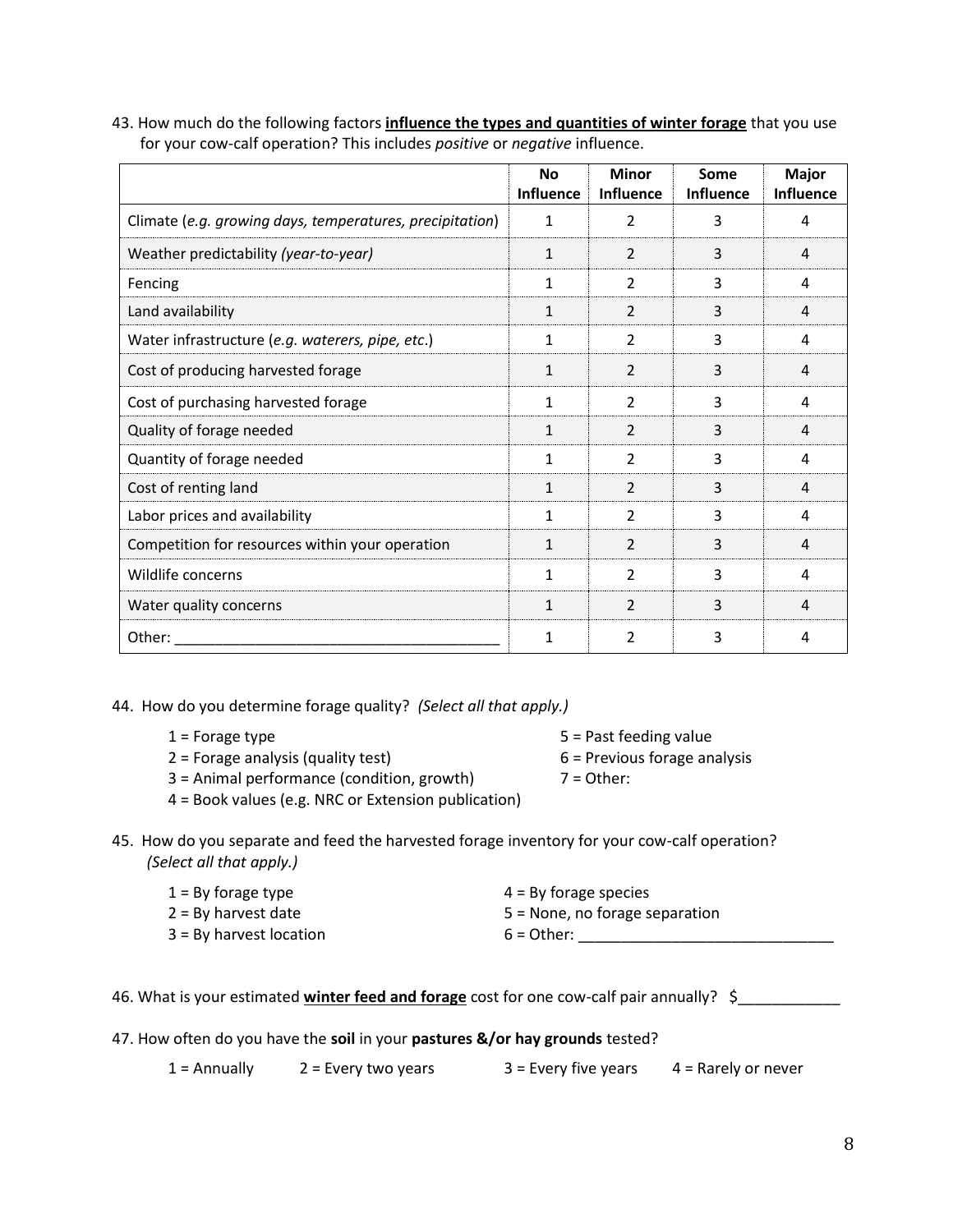43. How much do the following factors **influence the types and quantities of winter forage** that you use for your cow-calf operation? This includes *positive* or *negative* influence.

| | No Influence | Minor Influence | Some Influence | Major Influence |
|---|---|---|---|---|
| Climate (*e.g. growing days, temperatures, precipitation*) | 1 | 2 | 3 | 4 |
| Weather predictability *(year-to-year)* | 1 | 2 | 3 | 4 |
| Fencing | 1 | 2 | 3 | 4 |
| Land availability | 1 | 2 | 3 | 4 |
| Water infrastructure (*e.g. waterers, pipe, etc.*) | 1 | 2 | 3 | 4 |
| Cost of producing harvested forage | 1 | 2 | 3 | 4 |
| Cost of purchasing harvested forage | 1 | 2 | 3 | 4 |
| Quality of forage needed | 1 | 2 | 3 | 4 |
| Quantity of forage needed | 1 | 2 | 3 | 4 |
| Cost of renting land | 1 | 2 | 3 | 4 |
| Labor prices and availability | 1 | 2 | 3 | 4 |
| Competition for resources within your operation | 1 | 2 | 3 | 4 |
| Wildlife concerns | 1 | 2 | 3 | 4 |
| Water quality concerns | 1 | 2 | 3 | 4 |
| Other: ________________________________________ | 1 | 2 | 3 | 4 |

44. How do you determine forage quality? *(Select all that apply.)*

1 = Forage type
2 = Forage analysis (quality test)
3 = Animal performance (condition, growth)
4 = Book values (e.g. NRC or Extension publication)
5 = Past feeding value
6 = Previous forage analysis
7 = Other:

45. How do you separate and feed the harvested forage inventory for your cow-calf operation? *(Select all that apply.)*

1 = By forage type
2 = By harvest date
3 = By harvest location
4 = By forage species
5 = None, no forage separation
6 = Other: ______________________________

46. What is your estimated **winter feed and forage** cost for one cow-calf pair annually? $____________

47. How often do you have the **soil** in your **pastures &/or hay grounds** tested?

1 = Annually    2 = Every two years    3 = Every five years    4 = Rarely or never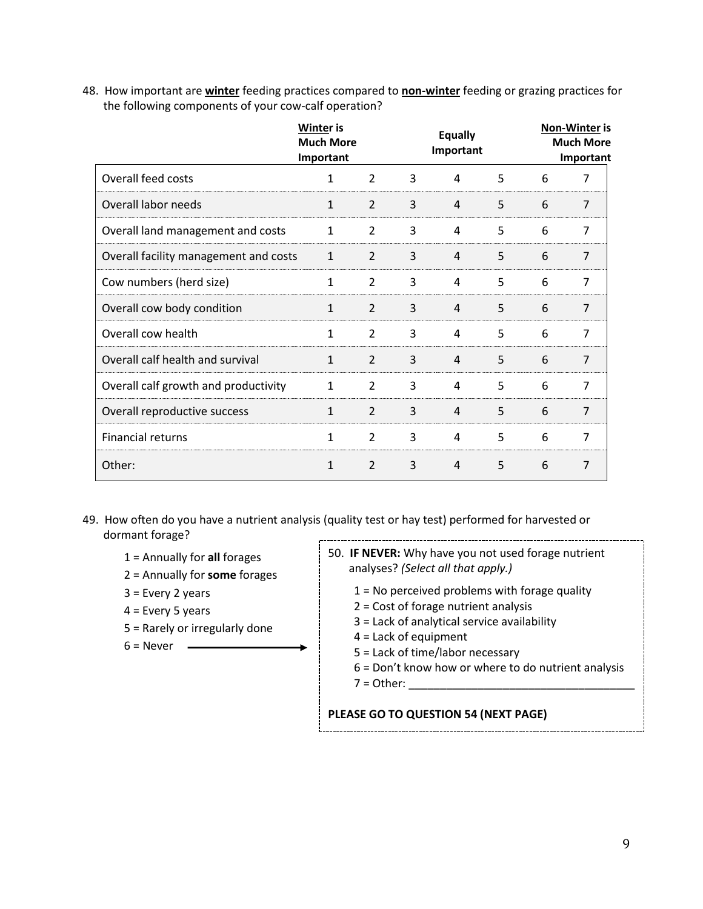48. How important are **winter** feeding practices compared to **non-winter** feeding or grazing practices for the following components of your cow-calf operation?

| | **Winter is Much More Important** | | | **Equally Important** | | | **Non-Winter is Much More Important** |
|---|---|---|---|---|---|---|---|
| Overall feed costs | 1 | 2 | 3 | 4 | 5 | 6 | 7 |
| Overall labor needs | 1 | 2 | 3 | 4 | 5 | 6 | 7 |
| Overall land management and costs | 1 | 2 | 3 | 4 | 5 | 6 | 7 |
| Overall facility management and costs | 1 | 2 | 3 | 4 | 5 | 6 | 7 |
| Cow numbers (herd size) | 1 | 2 | 3 | 4 | 5 | 6 | 7 |
| Overall cow body condition | 1 | 2 | 3 | 4 | 5 | 6 | 7 |
| Overall cow health | 1 | 2 | 3 | 4 | 5 | 6 | 7 |
| Overall calf health and survival | 1 | 2 | 3 | 4 | 5 | 6 | 7 |
| Overall calf growth and productivity | 1 | 2 | 3 | 4 | 5 | 6 | 7 |
| Overall reproductive success | 1 | 2 | 3 | 4 | 5 | 6 | 7 |
| Financial returns | 1 | 2 | 3 | 4 | 5 | 6 | 7 |
| Other: | 1 | 2 | 3 | 4 | 5 | 6 | 7 |

49. How often do you have a nutrient analysis (quality test or hay test) performed for harvested or dormant forage?

   1 = Annually for **all** forages
   2 = Annually for **some** forages
   3 = Every 2 years
   4 = Every 5 years
   5 = Rarely or irregularly done
   6 = Never →

50. **IF NEVER:** Why have you not used forage nutrient analyses? *(Select all that apply.)*

   1 = No perceived problems with forage quality
   2 = Cost of forage nutrient analysis
   3 = Lack of analytical service availability
   4 = Lack of equipment
   5 = Lack of time/labor necessary
   6 = Don't know how or where to do nutrient analysis
   7 = Other: ____________________________________

**PLEASE GO TO QUESTION 54 (NEXT PAGE)**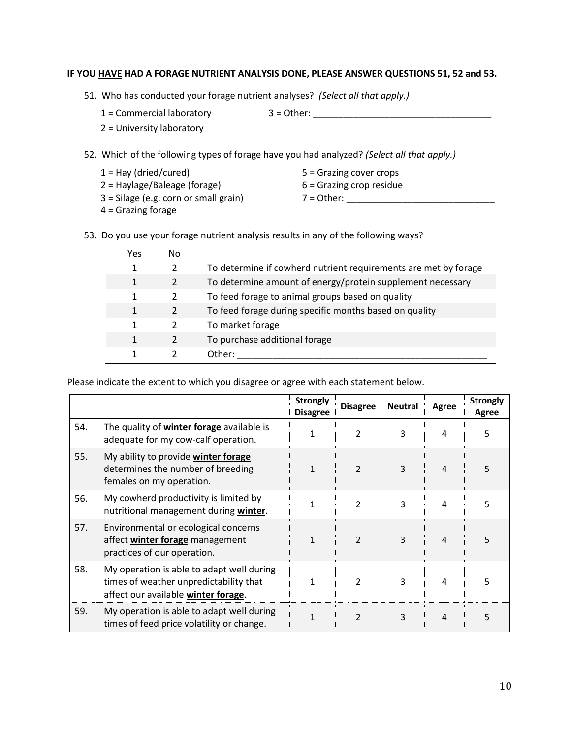**IF YOU <u>HAVE</u> HAD A FORAGE NUTRIENT ANALYSIS DONE, PLEASE ANSWER QUESTIONS 51, 52 and 53.**

51. Who has conducted your forage nutrient analyses? *(Select all that apply.)*

    1 = Commercial laboratory
    2 = University laboratory
    3 = Other: ___________________________________

52. Which of the following types of forage have you had analyzed? *(Select all that apply.)*

    1 = Hay (dried/cured)
    2 = Haylage/Baleage (forage)
    3 = Silage (e.g. corn or small grain)
    4 = Grazing forage
    5 = Grazing cover crops
    6 = Grazing crop residue
    7 = Other: ______________________________

53. Do you use your forage nutrient analysis results in any of the following ways?

| Yes | No | |
|---|---|---|
| 1 | 2 | To determine if cowherd nutrient requirements are met by forage |
| 1 | 2 | To determine amount of energy/protein supplement necessary |
| 1 | 2 | To feed forage to animal groups based on quality |
| 1 | 2 | To feed forage during specific months based on quality |
| 1 | 2 | To market forage |
| 1 | 2 | To purchase additional forage |
| 1 | 2 | Other: ___________________________________________________ |

Please indicate the extent to which you disagree or agree with each statement below.

| | | Strongly Disagree | Disagree | Neutral | Agree | Strongly Agree |
|---|---|---|---|---|---|---|
| 54. | The quality of **<u>winter forage</u>** available is adequate for my cow-calf operation. | 1 | 2 | 3 | 4 | 5 |
| 55. | My ability to provide **<u>winter forage</u>** determines the number of breeding females on my operation. | 1 | 2 | 3 | 4 | 5 |
| 56. | My cowherd productivity is limited by nutritional management during **<u>winter</u>**. | 1 | 2 | 3 | 4 | 5 |
| 57. | Environmental or ecological concerns affect **<u>winter forage</u>** management practices of our operation. | 1 | 2 | 3 | 4 | 5 |
| 58. | My operation is able to adapt well during times of weather unpredictability that affect our available **<u>winter forage</u>**. | 1 | 2 | 3 | 4 | 5 |
| 59. | My operation is able to adapt well during times of feed price volatility or change. | 1 | 2 | 3 | 4 | 5 |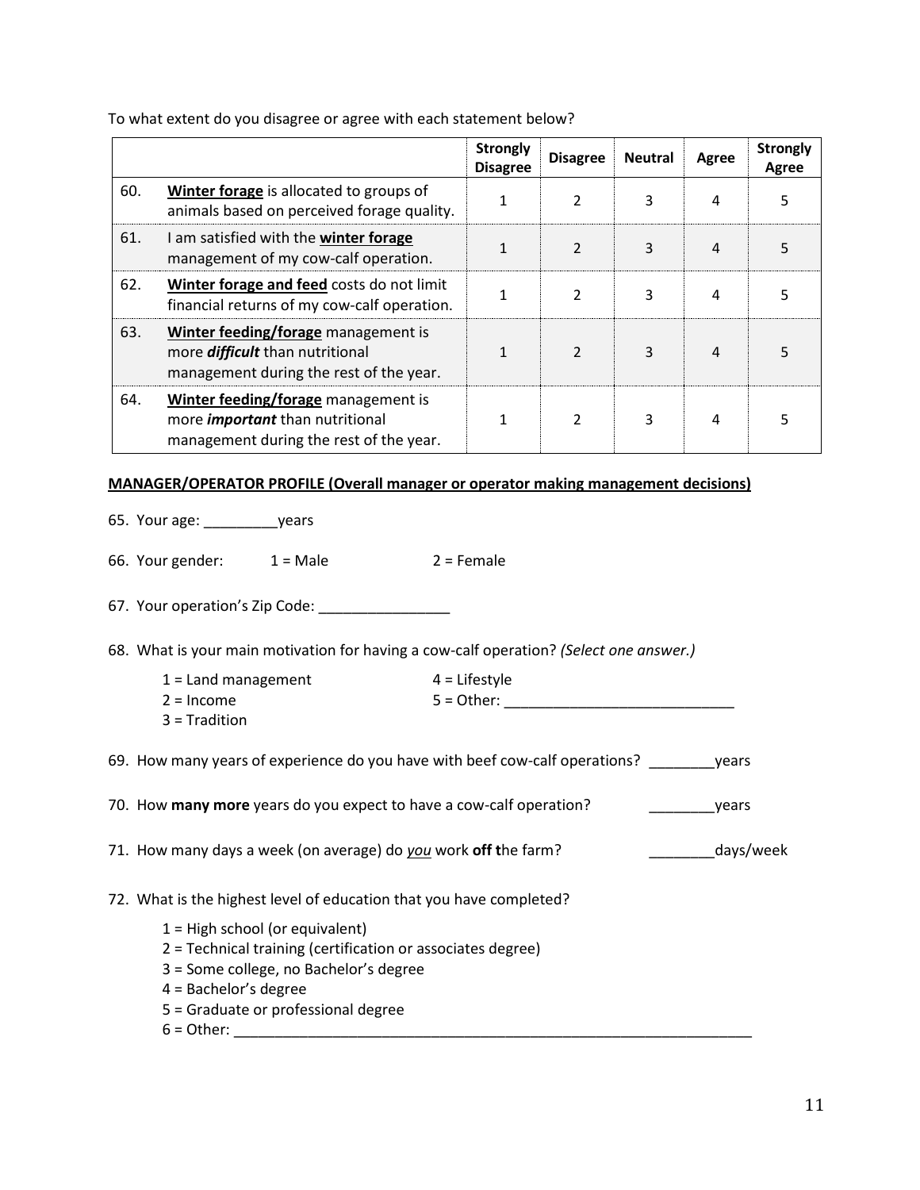To what extent do you disagree or agree with each statement below?

| | | Strongly Disagree | Disagree | Neutral | Agree | Strongly Agree |
|---|---|---|---|---|---|---|
| 60. | **Winter forage** is allocated to groups of animals based on perceived forage quality. | 1 | 2 | 3 | 4 | 5 |
| 61. | I am satisfied with the **winter forage** management of my cow-calf operation. | 1 | 2 | 3 | 4 | 5 |
| 62. | **Winter forage and feed** costs do not limit financial returns of my cow-calf operation. | 1 | 2 | 3 | 4 | 5 |
| 63. | **Winter feeding/forage** management is more ***difficult*** than nutritional management during the rest of the year. | 1 | 2 | 3 | 4 | 5 |
| 64. | **Winter feeding/forage** management is more ***important*** than nutritional management during the rest of the year. | 1 | 2 | 3 | 4 | 5 |

**MANAGER/OPERATOR PROFILE (Overall manager or operator making management decisions)**

65. Your age: _________years

66. Your gender: 1 = Male 2 = Female

67. Your operation's Zip Code: ________________

68. What is your main motivation for having a cow-calf operation? *(Select one answer.)*

    1 = Land management
    2 = Income
    3 = Tradition
    4 = Lifestyle
    5 = Other: ____________________________

69. How many years of experience do you have with beef cow-calf operations? ________years

70. How **many more** years do you expect to have a cow-calf operation? ________years

71. How many days a week (on average) do *you* work **off t**he farm? ________days/week

72. What is the highest level of education that you have completed?

    1 = High school (or equivalent)
    2 = Technical training (certification or associates degree)
    3 = Some college, no Bachelor's degree
    4 = Bachelor's degree
    5 = Graduate or professional degree
    6 = Other: ____________________________________________________________________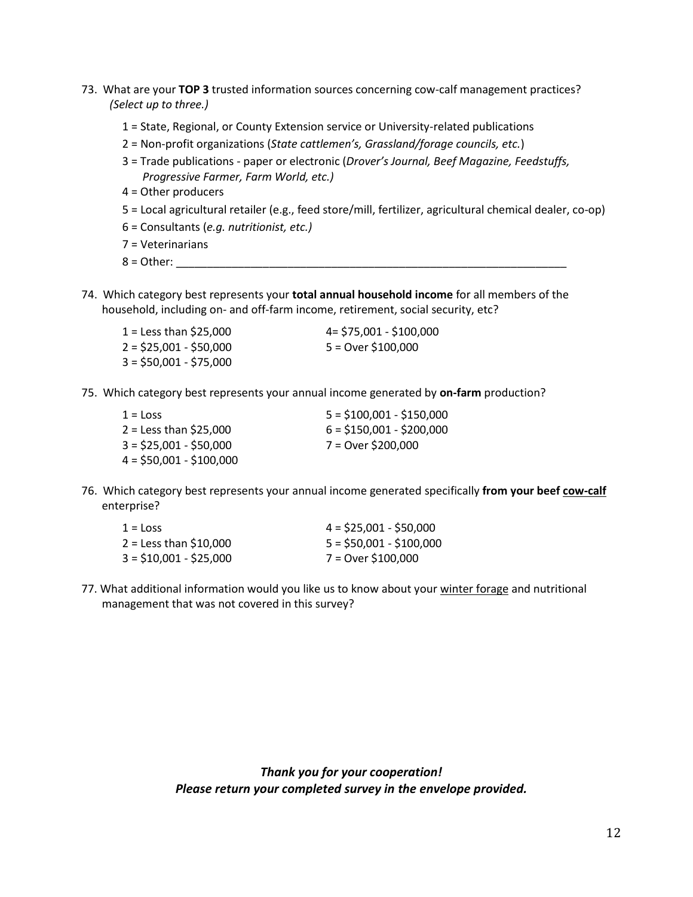73. What are your **TOP 3** trusted information sources concerning cow-calf management practices? *(Select up to three.)*

    1 = State, Regional, or County Extension service or University-related publications
    2 = Non-profit organizations (*State cattlemen's, Grassland/forage councils, etc.*)
    3 = Trade publications - paper or electronic (*Drover's Journal, Beef Magazine, Feedstuffs, Progressive Farmer, Farm World, etc.)*
    4 = Other producers
    5 = Local agricultural retailer (e.g., feed store/mill, fertilizer, agricultural chemical dealer, co-op)
    6 = Consultants (*e.g. nutritionist, etc.)*
    7 = Veterinarians
    8 = Other: ___________________________________________________________________

74. Which category best represents your **total annual household income** for all members of the household, including on- and off-farm income, retirement, social security, etc?

    1 = Less than $25,000
    2 = $25,001 - $50,000
    3 = $50,001 - $75,000
    4= $75,001 - $100,000
    5 = Over $100,000

75. Which category best represents your annual income generated by **on-farm** production?

    1 = Loss
    2 = Less than $25,000
    3 = $25,001 - $50,000
    4 = $50,001 - $100,000
    5 = $100,001 - $150,000
    6 = $150,001 - $200,000
    7 = Over $200,000

76. Which category best represents your annual income generated specifically **from your beef cow-calf** enterprise?

    1 = Loss
    2 = Less than $10,000
    3 = $10,001 - $25,000
    4 = $25,001 - $50,000
    5 = $50,001 - $100,000
    7 = Over $100,000

77. What additional information would you like us to know about your winter forage and nutritional management that was not covered in this survey?

***Thank you for your cooperation!***
***Please return your completed survey in the envelope provided.***